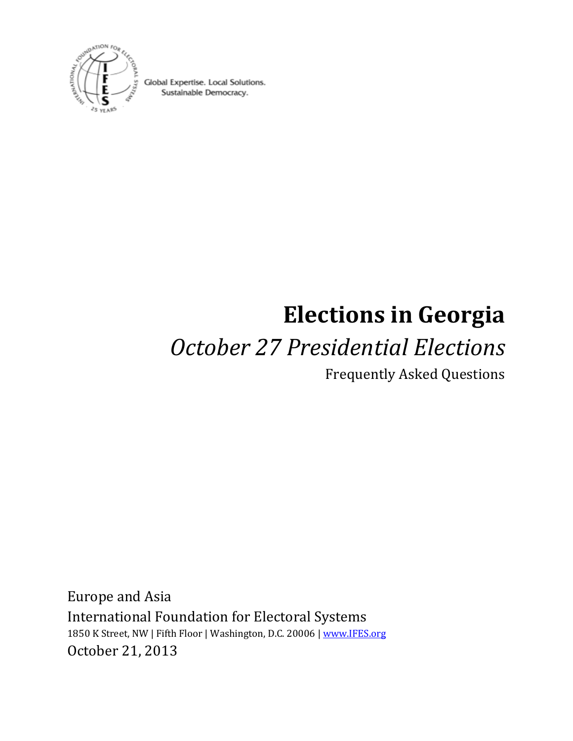Global Expertise. Local Solutions.
Sustainable Democracy.

# Elections in Georgia

## *October 27 Presidential Elections*

Frequently Asked Questions

Europe and Asia
International Foundation for Electoral Systems
1850 K Street, NW | Fifth Floor | Washington, D.C. 20006 | www.IFES.org
October 21, 2013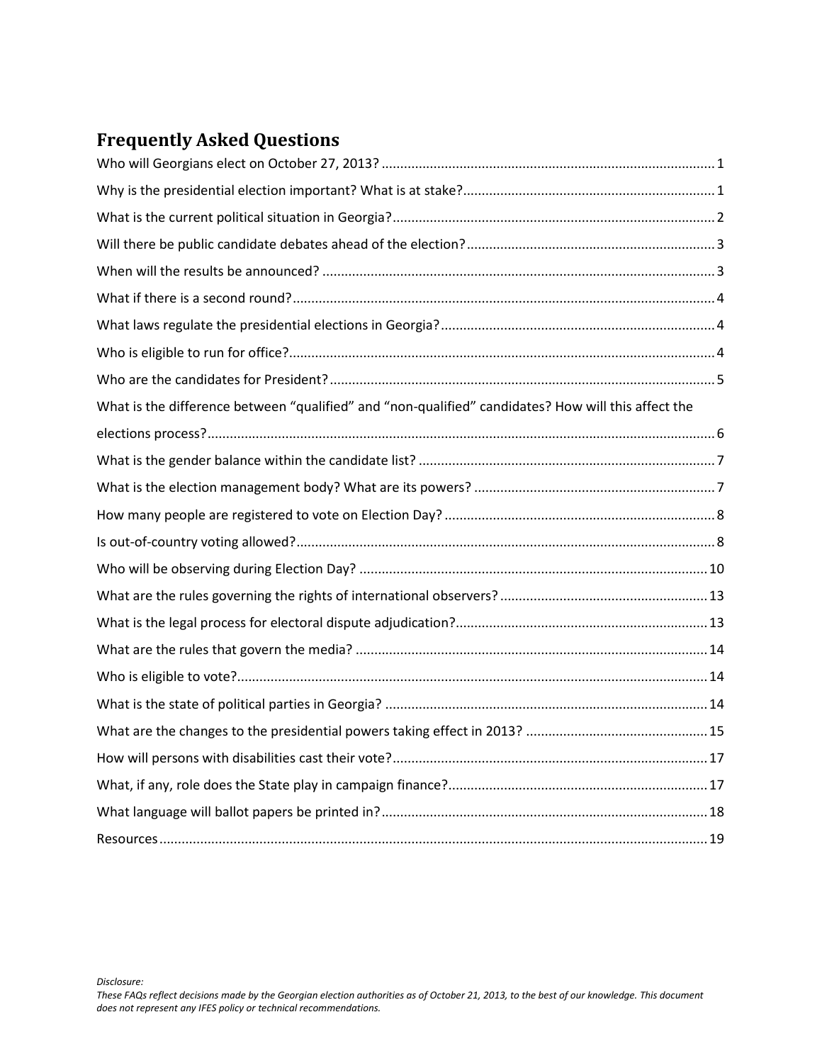# Frequently Asked Questions

Who will Georgians elect on October 27, 2013? ..... 1

Why is the presidential election important? What is at stake? ..... 1

What is the current political situation in Georgia? ..... 2

Will there be public candidate debates ahead of the election? ..... 3

When will the results be announced? ..... 3

What if there is a second round? ..... 4

What laws regulate the presidential elections in Georgia? ..... 4

Who is eligible to run for office? ..... 4

Who are the candidates for President? ..... 5

What is the difference between "qualified" and "non-qualified" candidates? How will this affect the elections process? ..... 6

What is the gender balance within the candidate list? ..... 7

What is the election management body? What are its powers? ..... 7

How many people are registered to vote on Election Day? ..... 8

Is out-of-country voting allowed? ..... 8

Who will be observing during Election Day? ..... 10

What are the rules governing the rights of international observers? ..... 13

What is the legal process for electoral dispute adjudication? ..... 13

What are the rules that govern the media? ..... 14

Who is eligible to vote? ..... 14

What is the state of political parties in Georgia? ..... 14

What are the changes to the presidential powers taking effect in 2013? ..... 15

How will persons with disabilities cast their vote? ..... 17

What, if any, role does the State play in campaign finance? ..... 17

What language will ballot papers be printed in? ..... 18

Resources ..... 19

*Disclosure:*
*These FAQs reflect decisions made by the Georgian election authorities as of October 21, 2013, to the best of our knowledge. This document does not represent any IFES policy or technical recommendations.*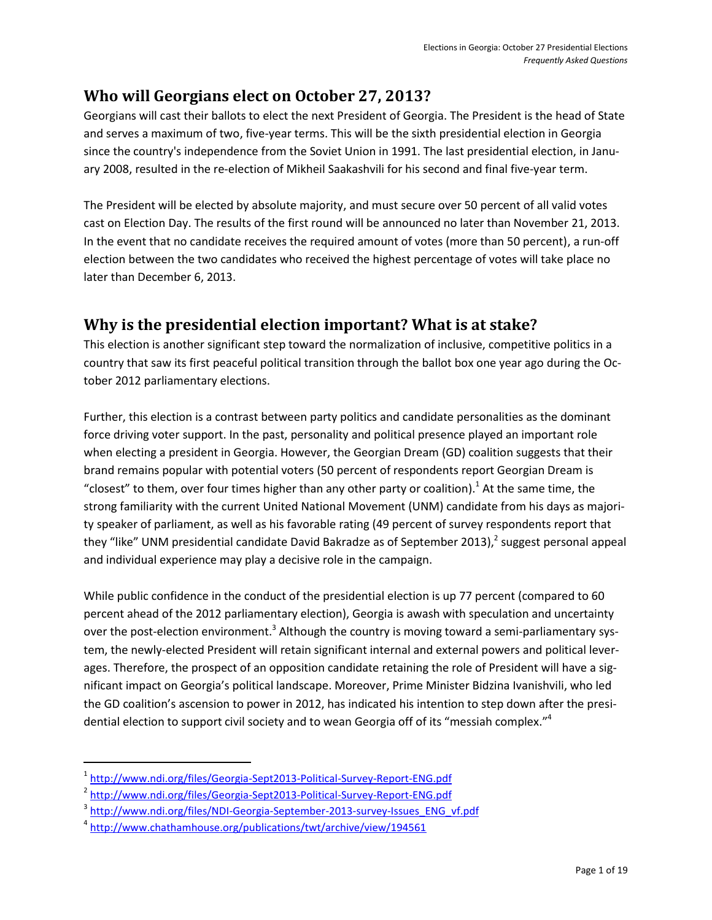## Who will Georgians elect on October 27, 2013?

Georgians will cast their ballots to elect the next President of Georgia. The President is the head of State and serves a maximum of two, five-year terms. This will be the sixth presidential election in Georgia since the country's independence from the Soviet Union in 1991. The last presidential election, in January 2008, resulted in the re-election of Mikheil Saakashvili for his second and final five-year term.

The President will be elected by absolute majority, and must secure over 50 percent of all valid votes cast on Election Day. The results of the first round will be announced no later than November 21, 2013. In the event that no candidate receives the required amount of votes (more than 50 percent), a run-off election between the two candidates who received the highest percentage of votes will take place no later than December 6, 2013.

## Why is the presidential election important? What is at stake?

This election is another significant step toward the normalization of inclusive, competitive politics in a country that saw its first peaceful political transition through the ballot box one year ago during the October 2012 parliamentary elections.

Further, this election is a contrast between party politics and candidate personalities as the dominant force driving voter support. In the past, personality and political presence played an important role when electing a president in Georgia. However, the Georgian Dream (GD) coalition suggests that their brand remains popular with potential voters (50 percent of respondents report Georgian Dream is "closest" to them, over four times higher than any other party or coalition).[1] At the same time, the strong familiarity with the current United National Movement (UNM) candidate from his days as majority speaker of parliament, as well as his favorable rating (49 percent of survey respondents report that they "like" UNM presidential candidate David Bakradze as of September 2013),[2] suggest personal appeal and individual experience may play a decisive role in the campaign.

While public confidence in the conduct of the presidential election is up 77 percent (compared to 60 percent ahead of the 2012 parliamentary election), Georgia is awash with speculation and uncertainty over the post-election environment.[3] Although the country is moving toward a semi-parliamentary system, the newly-elected President will retain significant internal and external powers and political leverages. Therefore, the prospect of an opposition candidate retaining the role of President will have a significant impact on Georgia's political landscape. Moreover, Prime Minister Bidzina Ivanishvili, who led the GD coalition's ascension to power in 2012, has indicated his intention to step down after the presidential election to support civil society and to wean Georgia off of its "messiah complex."[4]

---

[1] http://www.ndi.org/files/Georgia-Sept2013-Political-Survey-Report-ENG.pdf

[2] http://www.ndi.org/files/Georgia-Sept2013-Political-Survey-Report-ENG.pdf

[3] http://www.ndi.org/files/NDI-Georgia-September-2013-survey-Issues_ENG_vf.pdf

[4] http://www.chathamhouse.org/publications/twt/archive/view/194561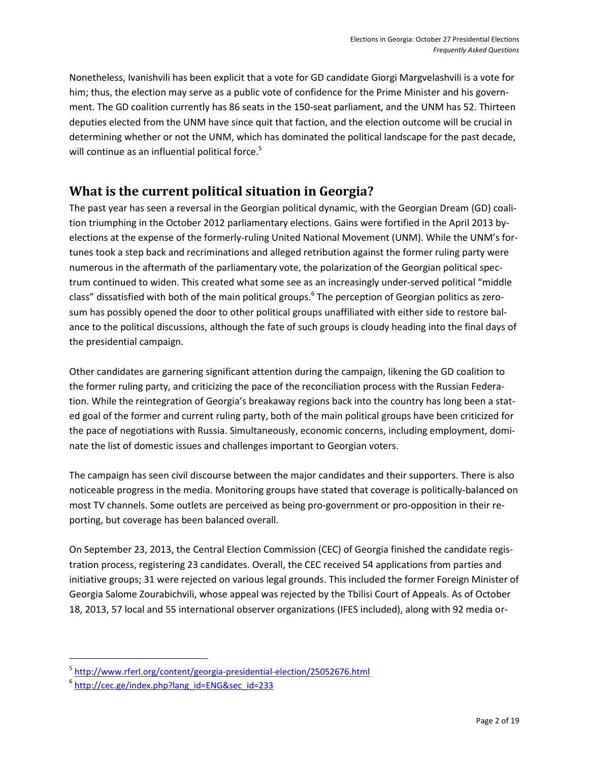Nonetheless, Ivanishvili has been explicit that a vote for GD candidate Giorgi Margvelashvili is a vote for him; thus, the election may serve as a public vote of confidence for the Prime Minister and his government. The GD coalition currently has 86 seats in the 150-seat parliament, and the UNM has 52. Thirteen deputies elected from the UNM have since quit that faction, and the election outcome will be crucial in determining whether or not the UNM, which has dominated the political landscape for the past decade, will continue as an influential political force.[5]

## What is the current political situation in Georgia?

The past year has seen a reversal in the Georgian political dynamic, with the Georgian Dream (GD) coalition triumphing in the October 2012 parliamentary elections. Gains were fortified in the April 2013 by-elections at the expense of the formerly-ruling United National Movement (UNM). While the UNM's fortunes took a step back and recriminations and alleged retribution against the former ruling party were numerous in the aftermath of the parliamentary vote, the polarization of the Georgian political spectrum continued to widen. This created what some see as an increasingly under-served political "middle class" dissatisfied with both of the main political groups.[6] The perception of Georgian politics as zero-sum has possibly opened the door to other political groups unaffiliated with either side to restore balance to the political discussions, although the fate of such groups is cloudy heading into the final days of the presidential campaign.

Other candidates are garnering significant attention during the campaign, likening the GD coalition to the former ruling party, and criticizing the pace of the reconciliation process with the Russian Federation. While the reintegration of Georgia's breakaway regions back into the country has long been a stated goal of the former and current ruling party, both of the main political groups have been criticized for the pace of negotiations with Russia. Simultaneously, economic concerns, including employment, dominate the list of domestic issues and challenges important to Georgian voters.

The campaign has seen civil discourse between the major candidates and their supporters. There is also noticeable progress in the media. Monitoring groups have stated that coverage is politically-balanced on most TV channels. Some outlets are perceived as being pro-government or pro-opposition in their reporting, but coverage has been balanced overall.

On September 23, 2013, the Central Election Commission (CEC) of Georgia finished the candidate registration process, registering 23 candidates. Overall, the CEC received 54 applications from parties and initiative groups; 31 were rejected on various legal grounds. This included the former Foreign Minister of Georgia Salome Zourabichvili, whose appeal was rejected by the Tbilisi Court of Appeals. As of October 18, 2013, 57 local and 55 international observer organizations (IFES included), along with 92 media or-

---

[5] http://www.rferl.org/content/georgia-presidential-election/25052676.html

[6] http://cec.ge/index.php?lang_id=ENG&sec_id=233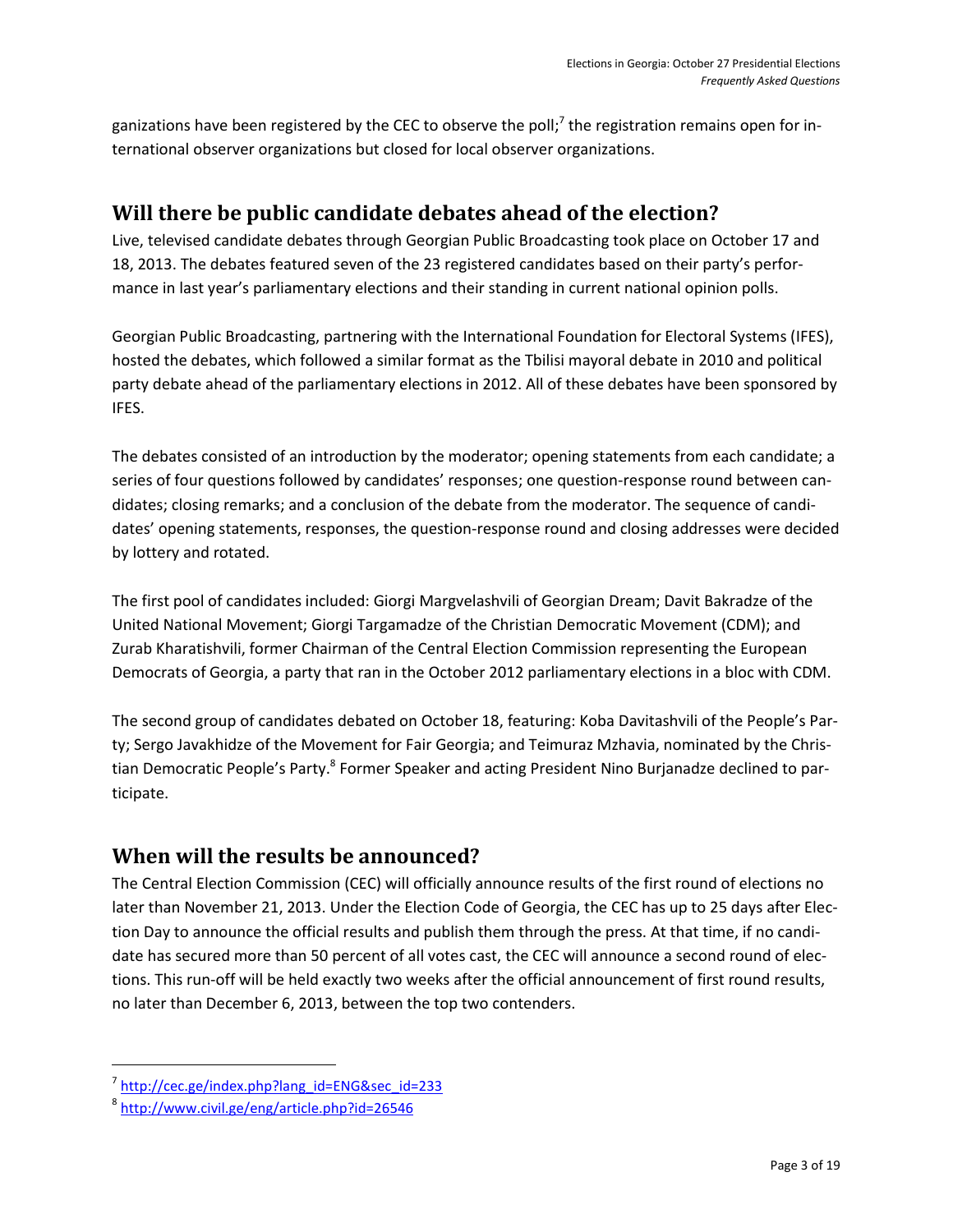ganizations have been registered by the CEC to observe the poll;[7] the registration remains open for international observer organizations but closed for local observer organizations.

## Will there be public candidate debates ahead of the election?

Live, televised candidate debates through Georgian Public Broadcasting took place on October 17 and 18, 2013. The debates featured seven of the 23 registered candidates based on their party's performance in last year's parliamentary elections and their standing in current national opinion polls.

Georgian Public Broadcasting, partnering with the International Foundation for Electoral Systems (IFES), hosted the debates, which followed a similar format as the Tbilisi mayoral debate in 2010 and political party debate ahead of the parliamentary elections in 2012. All of these debates have been sponsored by IFES.

The debates consisted of an introduction by the moderator; opening statements from each candidate; a series of four questions followed by candidates' responses; one question-response round between candidates; closing remarks; and a conclusion of the debate from the moderator. The sequence of candidates' opening statements, responses, the question-response round and closing addresses were decided by lottery and rotated.

The first pool of candidates included: Giorgi Margvelashvili of Georgian Dream; Davit Bakradze of the United National Movement; Giorgi Targamadze of the Christian Democratic Movement (CDM); and Zurab Kharatishvili, former Chairman of the Central Election Commission representing the European Democrats of Georgia, a party that ran in the October 2012 parliamentary elections in a bloc with CDM.

The second group of candidates debated on October 18, featuring: Koba Davitashvili of the People's Party; Sergo Javakhidze of the Movement for Fair Georgia; and Teimuraz Mzhavia, nominated by the Christian Democratic People's Party.[8] Former Speaker and acting President Nino Burjanadze declined to participate.

## When will the results be announced?

The Central Election Commission (CEC) will officially announce results of the first round of elections no later than November 21, 2013. Under the Election Code of Georgia, the CEC has up to 25 days after Election Day to announce the official results and publish them through the press. At that time, if no candidate has secured more than 50 percent of all votes cast, the CEC will announce a second round of elections. This run-off will be held exactly two weeks after the official announcement of first round results, no later than December 6, 2013, between the top two contenders.

---

[7] http://cec.ge/index.php?lang_id=ENG&sec_id=233

[8] http://www.civil.ge/eng/article.php?id=26546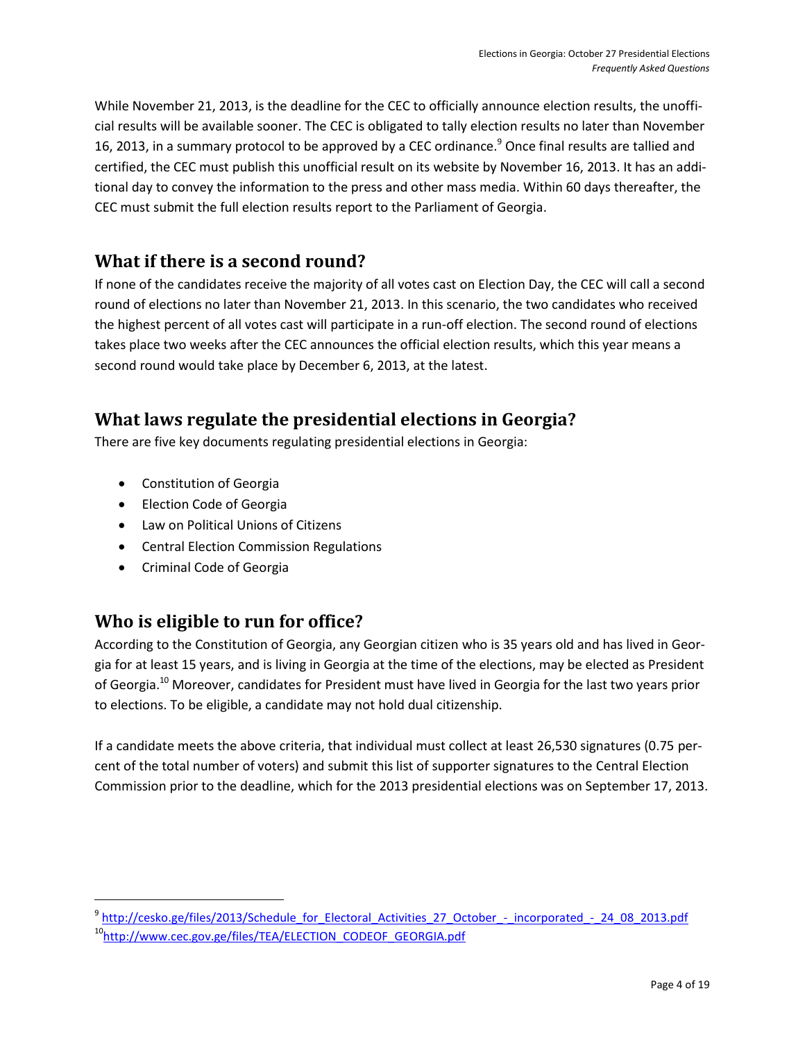While November 21, 2013, is the deadline for the CEC to officially announce election results, the unofficial results will be available sooner. The CEC is obligated to tally election results no later than November 16, 2013, in a summary protocol to be approved by a CEC ordinance.[9] Once final results are tallied and certified, the CEC must publish this unofficial result on its website by November 16, 2013. It has an additional day to convey the information to the press and other mass media. Within 60 days thereafter, the CEC must submit the full election results report to the Parliament of Georgia.

## What if there is a second round?

If none of the candidates receive the majority of all votes cast on Election Day, the CEC will call a second round of elections no later than November 21, 2013. In this scenario, the two candidates who received the highest percent of all votes cast will participate in a run-off election. The second round of elections takes place two weeks after the CEC announces the official election results, which this year means a second round would take place by December 6, 2013, at the latest.

## What laws regulate the presidential elections in Georgia?

There are five key documents regulating presidential elections in Georgia:

- Constitution of Georgia
- Election Code of Georgia
- Law on Political Unions of Citizens
- Central Election Commission Regulations
- Criminal Code of Georgia

## Who is eligible to run for office?

According to the Constitution of Georgia, any Georgian citizen who is 35 years old and has lived in Georgia for at least 15 years, and is living in Georgia at the time of the elections, may be elected as President of Georgia.[10] Moreover, candidates for President must have lived in Georgia for the last two years prior to elections. To be eligible, a candidate may not hold dual citizenship.

If a candidate meets the above criteria, that individual must collect at least 26,530 signatures (0.75 percent of the total number of voters) and submit this list of supporter signatures to the Central Election Commission prior to the deadline, which for the 2013 presidential elections was on September 17, 2013.

---

[9] http://cesko.ge/files/2013/Schedule_for_Electoral_Activities_27_October_-_incorporated_-_24_08_2013.pdf

[10] http://www.cec.gov.ge/files/TEA/ELECTION_CODEOF_GEORGIA.pdf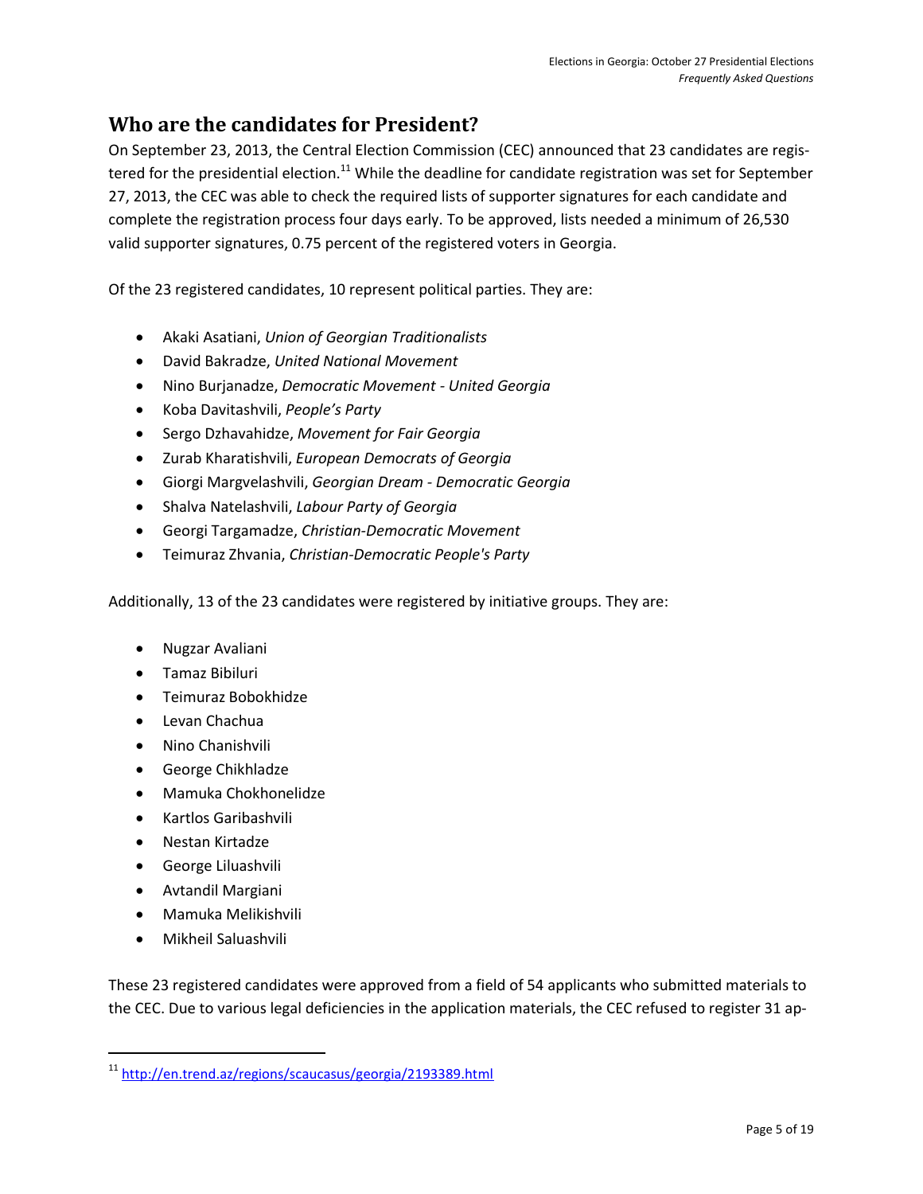## Who are the candidates for President?

On September 23, 2013, the Central Election Commission (CEC) announced that 23 candidates are registered for the presidential election.[11] While the deadline for candidate registration was set for September 27, 2013, the CEC was able to check the required lists of supporter signatures for each candidate and complete the registration process four days early. To be approved, lists needed a minimum of 26,530 valid supporter signatures, 0.75 percent of the registered voters in Georgia.

Of the 23 registered candidates, 10 represent political parties. They are:

- Akaki Asatiani, *Union of Georgian Traditionalists*
- David Bakradze, *United National Movement*
- Nino Burjanadze, *Democratic Movement - United Georgia*
- Koba Davitashvili, *People's Party*
- Sergo Dzhavahidze, *Movement for Fair Georgia*
- Zurab Kharatishvili, *European Democrats of Georgia*
- Giorgi Margvelashvili, *Georgian Dream - Democratic Georgia*
- Shalva Natelashvili, *Labour Party of Georgia*
- Georgi Targamadze, *Christian-Democratic Movement*
- Teimuraz Zhvania, *Christian-Democratic People's Party*

Additionally, 13 of the 23 candidates were registered by initiative groups. They are:

- Nugzar Avaliani
- Tamaz Bibiluri
- Teimuraz Bobokhidze
- Levan Chachua
- Nino Chanishvili
- George Chikhladze
- Mamuka Chokhonelidze
- Kartlos Garibashvili
- Nestan Kirtadze
- George Liluashvili
- Avtandil Margiani
- Mamuka Melikishvili
- Mikheil Saluashvili

These 23 registered candidates were approved from a field of 54 applicants who submitted materials to the CEC. Due to various legal deficiencies in the application materials, the CEC refused to register 31 ap-

[11] http://en.trend.az/regions/scaucasus/georgia/2193389.html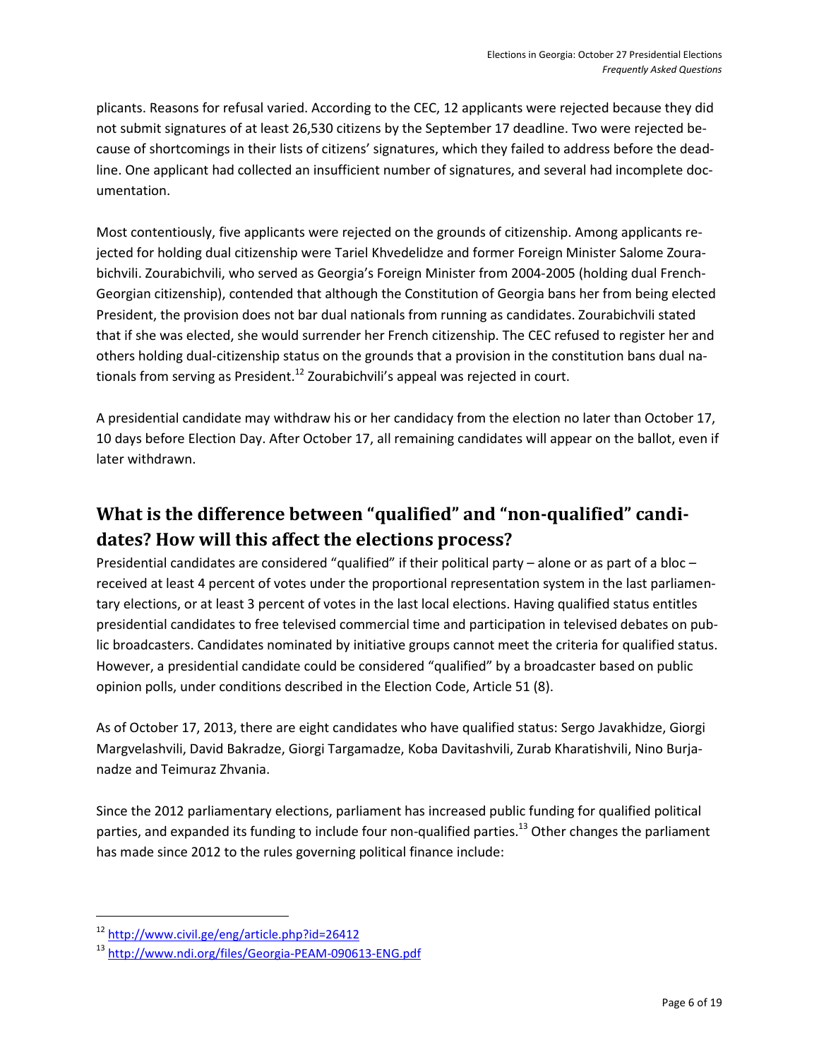plicants. Reasons for refusal varied. According to the CEC, 12 applicants were rejected because they did not submit signatures of at least 26,530 citizens by the September 17 deadline. Two were rejected because of shortcomings in their lists of citizens' signatures, which they failed to address before the deadline. One applicant had collected an insufficient number of signatures, and several had incomplete documentation.

Most contentiously, five applicants were rejected on the grounds of citizenship. Among applicants rejected for holding dual citizenship were Tariel Khvedelidze and former Foreign Minister Salome Zourabichvili. Zourabichvili, who served as Georgia's Foreign Minister from 2004-2005 (holding dual French-Georgian citizenship), contended that although the Constitution of Georgia bans her from being elected President, the provision does not bar dual nationals from running as candidates. Zourabichvili stated that if she was elected, she would surrender her French citizenship. The CEC refused to register her and others holding dual-citizenship status on the grounds that a provision in the constitution bans dual nationals from serving as President.[12] Zourabichvili's appeal was rejected in court.

A presidential candidate may withdraw his or her candidacy from the election no later than October 17, 10 days before Election Day. After October 17, all remaining candidates will appear on the ballot, even if later withdrawn.

## What is the difference between "qualified" and "non-qualified" candidates? How will this affect the elections process?

Presidential candidates are considered "qualified" if their political party – alone or as part of a bloc – received at least 4 percent of votes under the proportional representation system in the last parliamentary elections, or at least 3 percent of votes in the last local elections. Having qualified status entitles presidential candidates to free televised commercial time and participation in televised debates on public broadcasters. Candidates nominated by initiative groups cannot meet the criteria for qualified status. However, a presidential candidate could be considered "qualified" by a broadcaster based on public opinion polls, under conditions described in the Election Code, Article 51 (8).

As of October 17, 2013, there are eight candidates who have qualified status: Sergo Javakhidze, Giorgi Margvelashvili, David Bakradze, Giorgi Targamadze, Koba Davitashvili, Zurab Kharatishvili, Nino Burjanadze and Teimuraz Zhvania.

Since the 2012 parliamentary elections, parliament has increased public funding for qualified political parties, and expanded its funding to include four non-qualified parties.[13] Other changes the parliament has made since 2012 to the rules governing political finance include:

[12] http://www.civil.ge/eng/article.php?id=26412

[13] http://www.ndi.org/files/Georgia-PEAM-090613-ENG.pdf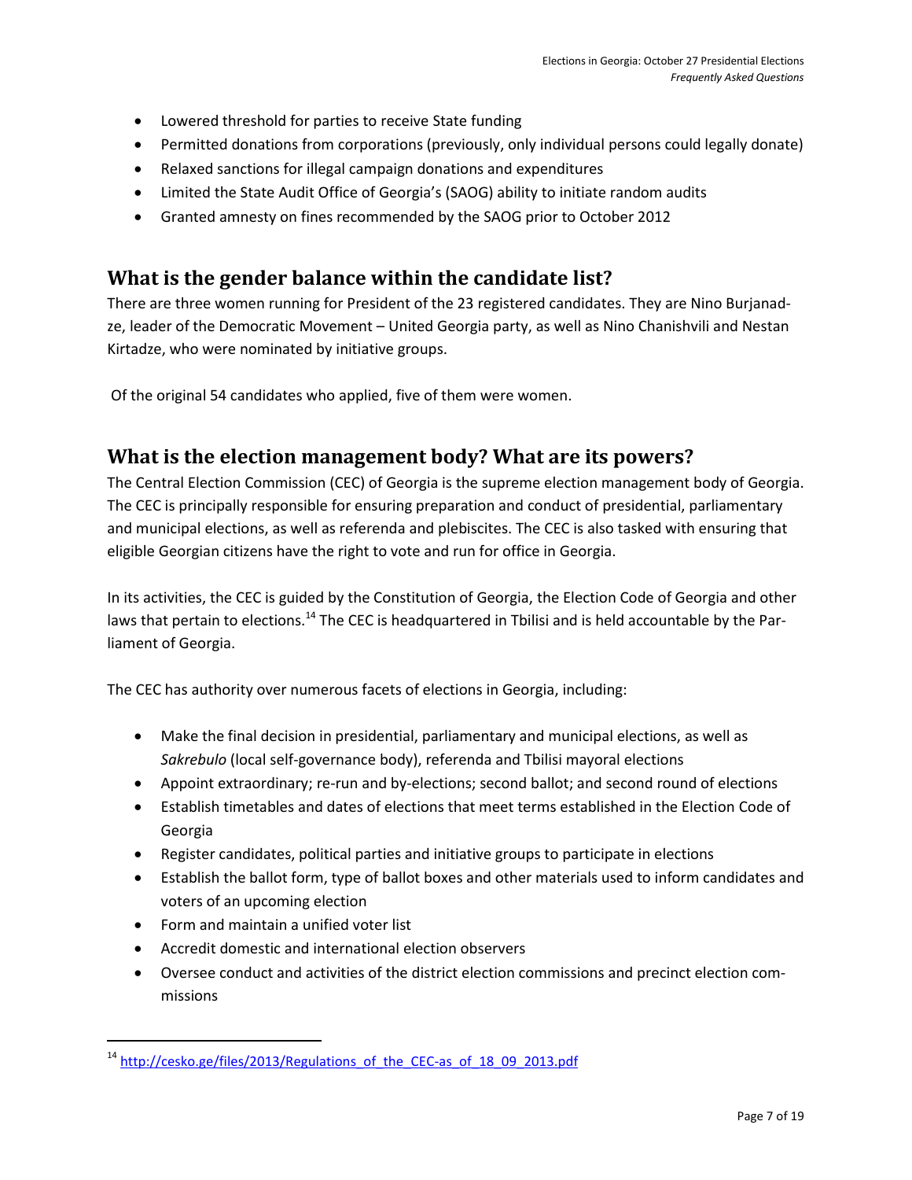- Lowered threshold for parties to receive State funding
- Permitted donations from corporations (previously, only individual persons could legally donate)
- Relaxed sanctions for illegal campaign donations and expenditures
- Limited the State Audit Office of Georgia's (SAOG) ability to initiate random audits
- Granted amnesty on fines recommended by the SAOG prior to October 2012

## What is the gender balance within the candidate list?

There are three women running for President of the 23 registered candidates. They are Nino Burjanadze, leader of the Democratic Movement – United Georgia party, as well as Nino Chanishvili and Nestan Kirtadze, who were nominated by initiative groups.

Of the original 54 candidates who applied, five of them were women.

## What is the election management body? What are its powers?

The Central Election Commission (CEC) of Georgia is the supreme election management body of Georgia. The CEC is principally responsible for ensuring preparation and conduct of presidential, parliamentary and municipal elections, as well as referenda and plebiscites. The CEC is also tasked with ensuring that eligible Georgian citizens have the right to vote and run for office in Georgia.

In its activities, the CEC is guided by the Constitution of Georgia, the Election Code of Georgia and other laws that pertain to elections.[14] The CEC is headquartered in Tbilisi and is held accountable by the Parliament of Georgia.

The CEC has authority over numerous facets of elections in Georgia, including:

- Make the final decision in presidential, parliamentary and municipal elections, as well as *Sakrebulo* (local self-governance body), referenda and Tbilisi mayoral elections
- Appoint extraordinary; re-run and by-elections; second ballot; and second round of elections
- Establish timetables and dates of elections that meet terms established in the Election Code of Georgia
- Register candidates, political parties and initiative groups to participate in elections
- Establish the ballot form, type of ballot boxes and other materials used to inform candidates and voters of an upcoming election
- Form and maintain a unified voter list
- Accredit domestic and international election observers
- Oversee conduct and activities of the district election commissions and precinct election commissions

[14] http://cesko.ge/files/2013/Regulations_of_the_CEC-as_of_18_09_2013.pdf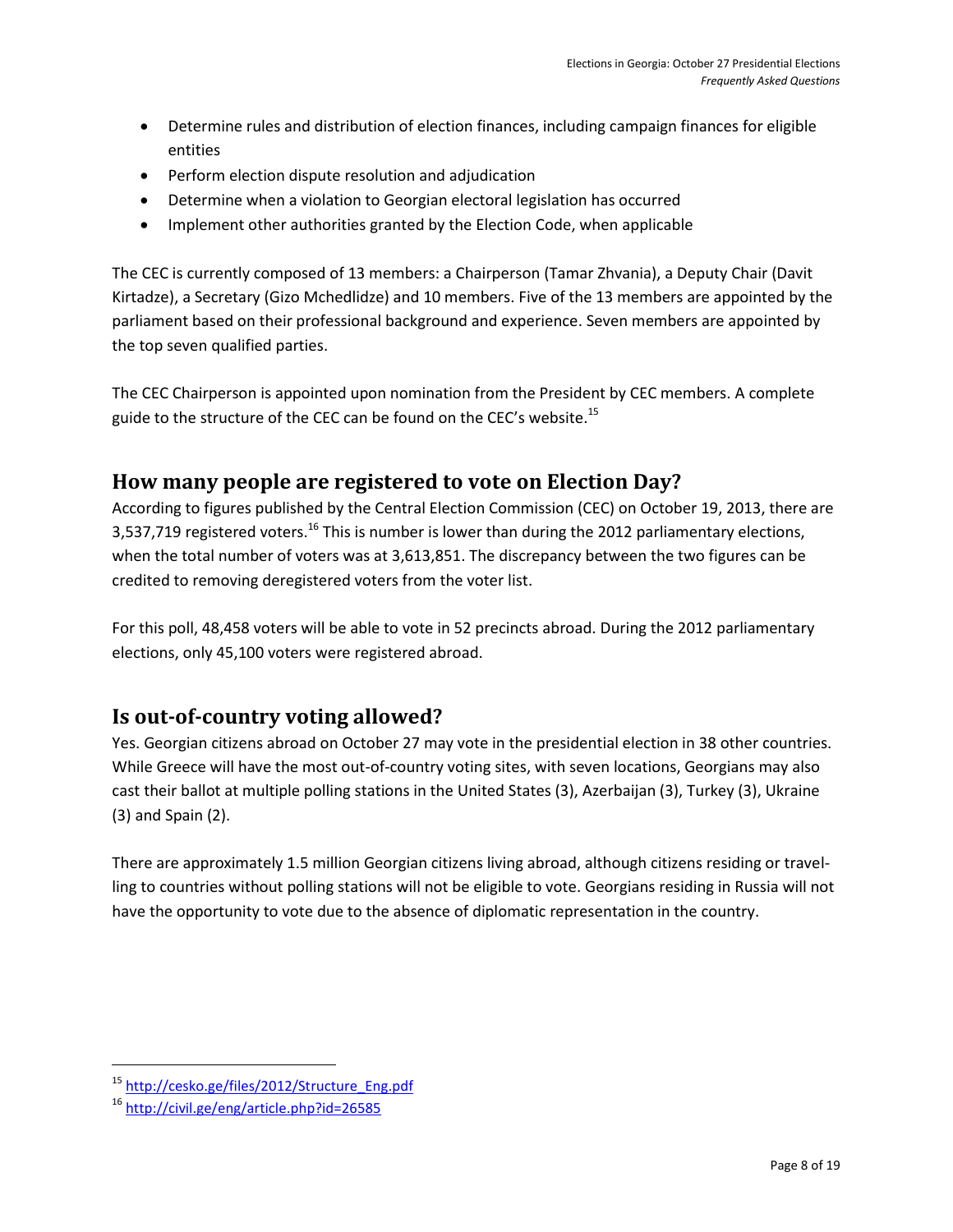- Determine rules and distribution of election finances, including campaign finances for eligible entities
- Perform election dispute resolution and adjudication
- Determine when a violation to Georgian electoral legislation has occurred
- Implement other authorities granted by the Election Code, when applicable

The CEC is currently composed of 13 members: a Chairperson (Tamar Zhvania), a Deputy Chair (Davit Kirtadze), a Secretary (Gizo Mchedlidze) and 10 members. Five of the 13 members are appointed by the parliament based on their professional background and experience. Seven members are appointed by the top seven qualified parties.

The CEC Chairperson is appointed upon nomination from the President by CEC members. A complete guide to the structure of the CEC can be found on the CEC's website.[15]

## How many people are registered to vote on Election Day?

According to figures published by the Central Election Commission (CEC) on October 19, 2013, there are 3,537,719 registered voters.[16] This is number is lower than during the 2012 parliamentary elections, when the total number of voters was at 3,613,851. The discrepancy between the two figures can be credited to removing deregistered voters from the voter list.

For this poll, 48,458 voters will be able to vote in 52 precincts abroad. During the 2012 parliamentary elections, only 45,100 voters were registered abroad.

## Is out-of-country voting allowed?

Yes. Georgian citizens abroad on October 27 may vote in the presidential election in 38 other countries. While Greece will have the most out-of-country voting sites, with seven locations, Georgians may also cast their ballot at multiple polling stations in the United States (3), Azerbaijan (3), Turkey (3), Ukraine (3) and Spain (2).

There are approximately 1.5 million Georgian citizens living abroad, although citizens residing or travelling to countries without polling stations will not be eligible to vote. Georgians residing in Russia will not have the opportunity to vote due to the absence of diplomatic representation in the country.

---

[15] http://cesko.ge/files/2012/Structure_Eng.pdf

[16] http://civil.ge/eng/article.php?id=26585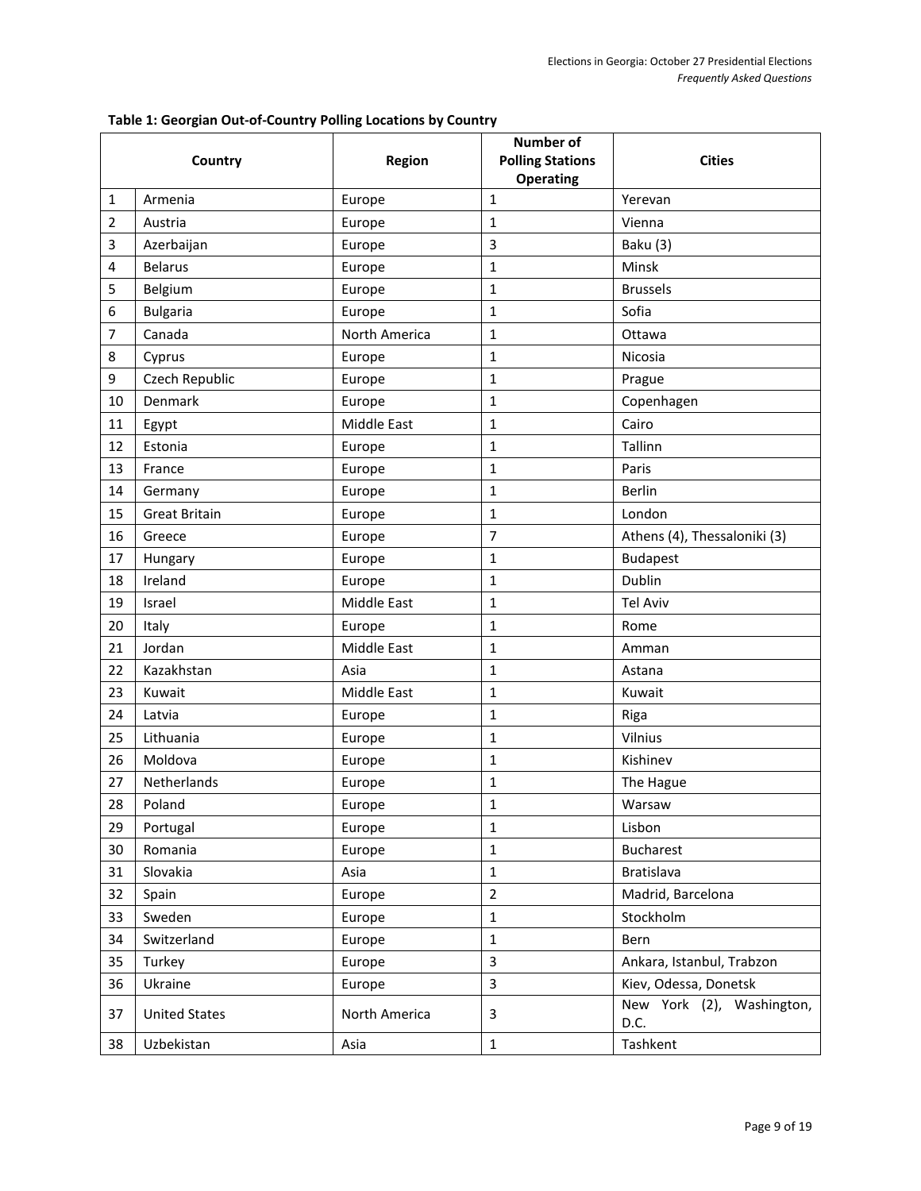**Table 1: Georgian Out-of-Country Polling Locations by Country**

| Country | | Region | Number of Polling Stations Operating | Cities |
|---|---|---|---|---|
| 1 | Armenia | Europe | 1 | Yerevan |
| 2 | Austria | Europe | 1 | Vienna |
| 3 | Azerbaijan | Europe | 3 | Baku (3) |
| 4 | Belarus | Europe | 1 | Minsk |
| 5 | Belgium | Europe | 1 | Brussels |
| 6 | Bulgaria | Europe | 1 | Sofia |
| 7 | Canada | North America | 1 | Ottawa |
| 8 | Cyprus | Europe | 1 | Nicosia |
| 9 | Czech Republic | Europe | 1 | Prague |
| 10 | Denmark | Europe | 1 | Copenhagen |
| 11 | Egypt | Middle East | 1 | Cairo |
| 12 | Estonia | Europe | 1 | Tallinn |
| 13 | France | Europe | 1 | Paris |
| 14 | Germany | Europe | 1 | Berlin |
| 15 | Great Britain | Europe | 1 | London |
| 16 | Greece | Europe | 7 | Athens (4), Thessaloniki (3) |
| 17 | Hungary | Europe | 1 | Budapest |
| 18 | Ireland | Europe | 1 | Dublin |
| 19 | Israel | Middle East | 1 | Tel Aviv |
| 20 | Italy | Europe | 1 | Rome |
| 21 | Jordan | Middle East | 1 | Amman |
| 22 | Kazakhstan | Asia | 1 | Astana |
| 23 | Kuwait | Middle East | 1 | Kuwait |
| 24 | Latvia | Europe | 1 | Riga |
| 25 | Lithuania | Europe | 1 | Vilnius |
| 26 | Moldova | Europe | 1 | Kishinev |
| 27 | Netherlands | Europe | 1 | The Hague |
| 28 | Poland | Europe | 1 | Warsaw |
| 29 | Portugal | Europe | 1 | Lisbon |
| 30 | Romania | Europe | 1 | Bucharest |
| 31 | Slovakia | Asia | 1 | Bratislava |
| 32 | Spain | Europe | 2 | Madrid, Barcelona |
| 33 | Sweden | Europe | 1 | Stockholm |
| 34 | Switzerland | Europe | 1 | Bern |
| 35 | Turkey | Europe | 3 | Ankara, Istanbul, Trabzon |
| 36 | Ukraine | Europe | 3 | Kiev, Odessa, Donetsk |
| 37 | United States | North America | 3 | New York (2), Washington, D.C. |
| 38 | Uzbekistan | Asia | 1 | Tashkent |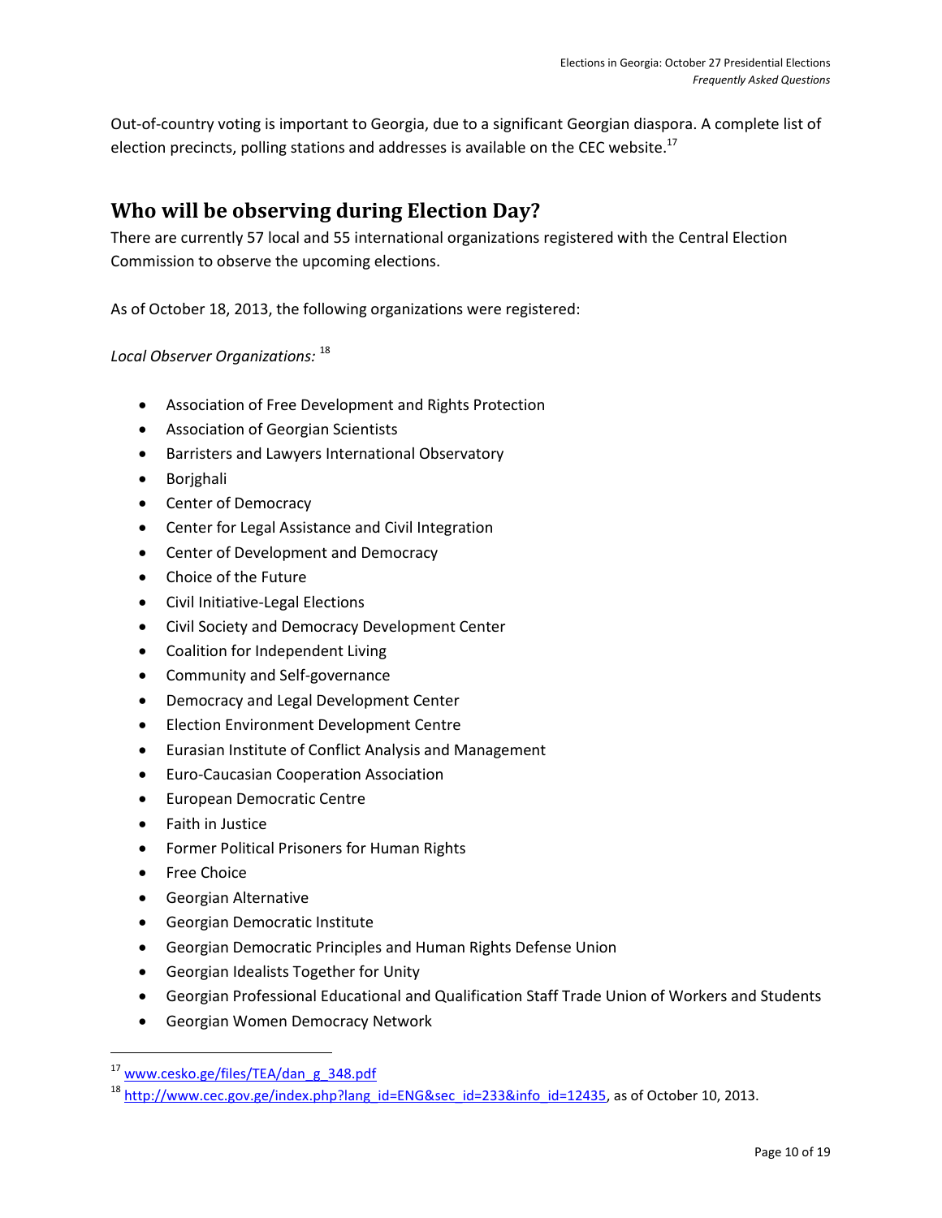Out-of-country voting is important to Georgia, due to a significant Georgian diaspora. A complete list of election precincts, polling stations and addresses is available on the CEC website.[17]

## Who will be observing during Election Day?

There are currently 57 local and 55 international organizations registered with the Central Election Commission to observe the upcoming elections.

As of October 18, 2013, the following organizations were registered:

*Local Observer Organizations:* [18]

- Association of Free Development and Rights Protection
- Association of Georgian Scientists
- Barristers and Lawyers International Observatory
- Borjghali
- Center of Democracy
- Center for Legal Assistance and Civil Integration
- Center of Development and Democracy
- Choice of the Future
- Civil Initiative-Legal Elections
- Civil Society and Democracy Development Center
- Coalition for Independent Living
- Community and Self-governance
- Democracy and Legal Development Center
- Election Environment Development Centre
- Eurasian Institute of Conflict Analysis and Management
- Euro-Caucasian Cooperation Association
- European Democratic Centre
- Faith in Justice
- Former Political Prisoners for Human Rights
- Free Choice
- Georgian Alternative
- Georgian Democratic Institute
- Georgian Democratic Principles and Human Rights Defense Union
- Georgian Idealists Together for Unity
- Georgian Professional Educational and Qualification Staff Trade Union of Workers and Students
- Georgian Women Democracy Network

---

[17] www.cesko.ge/files/TEA/dan_g_348.pdf

[18] http://www.cec.gov.ge/index.php?lang_id=ENG&sec_id=233&info_id=12435, as of October 10, 2013.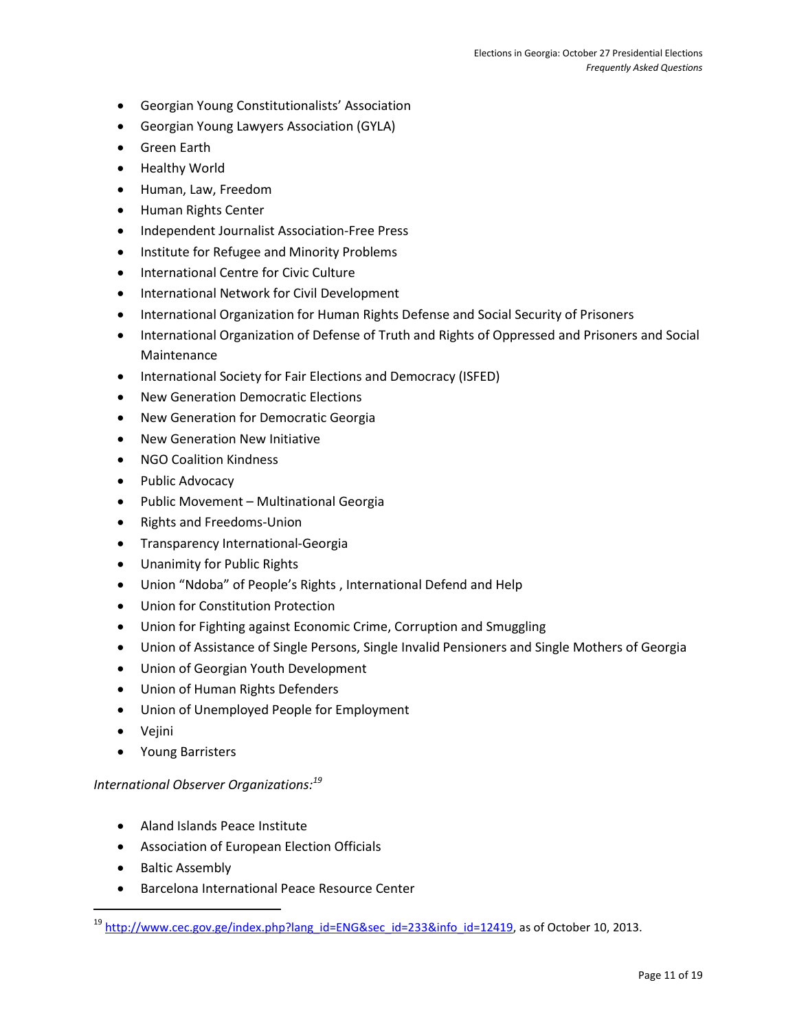- Georgian Young Constitutionalists' Association
- Georgian Young Lawyers Association (GYLA)
- Green Earth
- Healthy World
- Human, Law, Freedom
- Human Rights Center
- Independent Journalist Association-Free Press
- Institute for Refugee and Minority Problems
- International Centre for Civic Culture
- International Network for Civil Development
- International Organization for Human Rights Defense and Social Security of Prisoners
- International Organization of Defense of Truth and Rights of Oppressed and Prisoners and Social Maintenance
- International Society for Fair Elections and Democracy (ISFED)
- New Generation Democratic Elections
- New Generation for Democratic Georgia
- New Generation New Initiative
- NGO Coalition Kindness
- Public Advocacy
- Public Movement – Multinational Georgia
- Rights and Freedoms-Union
- Transparency International-Georgia
- Unanimity for Public Rights
- Union "Ndoba" of People's Rights , International Defend and Help
- Union for Constitution Protection
- Union for Fighting against Economic Crime, Corruption and Smuggling
- Union of Assistance of Single Persons, Single Invalid Pensioners and Single Mothers of Georgia
- Union of Georgian Youth Development
- Union of Human Rights Defenders
- Union of Unemployed People for Employment
- Vejini
- Young Barristers

*International Observer Organizations:*[19]

- Aland Islands Peace Institute
- Association of European Election Officials
- Baltic Assembly
- Barcelona International Peace Resource Center

[19] http://www.cec.gov.ge/index.php?lang_id=ENG&sec_id=233&info_id=12419, as of October 10, 2013.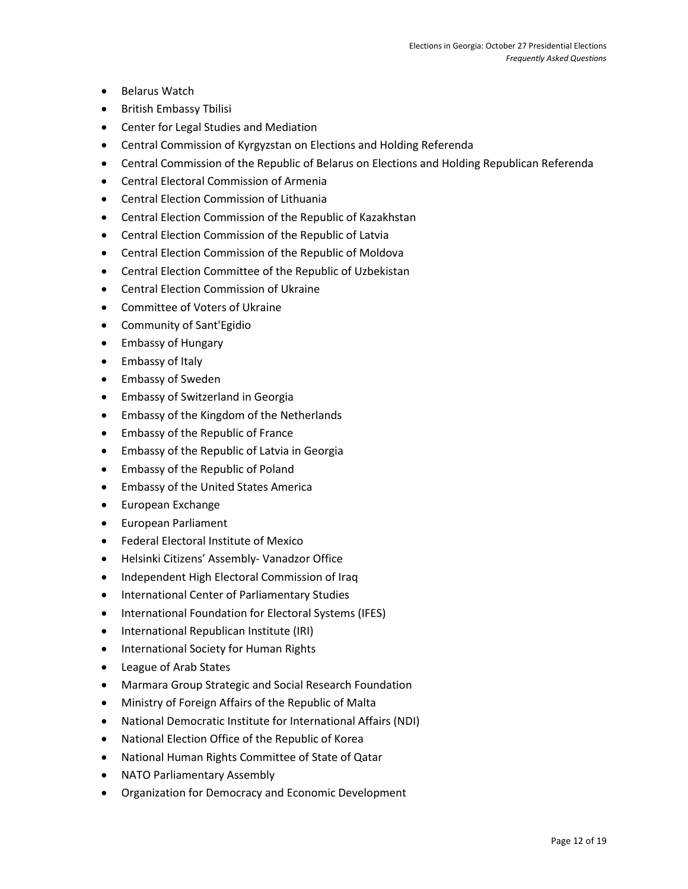- Belarus Watch
- British Embassy Tbilisi
- Center for Legal Studies and Mediation
- Central Commission of Kyrgyzstan on Elections and Holding Referenda
- Central Commission of the Republic of Belarus on Elections and Holding Republican Referenda
- Central Electoral Commission of Armenia
- Central Election Commission of Lithuania
- Central Election Commission of the Republic of Kazakhstan
- Central Election Commission of the Republic of Latvia
- Central Election Commission of the Republic of Moldova
- Central Election Committee of the Republic of Uzbekistan
- Central Election Commission of Ukraine
- Committee of Voters of Ukraine
- Community of Sant'Egidio
- Embassy of Hungary
- Embassy of Italy
- Embassy of Sweden
- Embassy of Switzerland in Georgia
- Embassy of the Kingdom of the Netherlands
- Embassy of the Republic of France
- Embassy of the Republic of Latvia in Georgia
- Embassy of the Republic of Poland
- Embassy of the United States America
- European Exchange
- European Parliament
- Federal Electoral Institute of Mexico
- Helsinki Citizens' Assembly- Vanadzor Office
- Independent High Electoral Commission of Iraq
- International Center of Parliamentary Studies
- International Foundation for Electoral Systems (IFES)
- International Republican Institute (IRI)
- International Society for Human Rights
- League of Arab States
- Marmara Group Strategic and Social Research Foundation
- Ministry of Foreign Affairs of the Republic of Malta
- National Democratic Institute for International Affairs (NDI)
- National Election Office of the Republic of Korea
- National Human Rights Committee of State of Qatar
- NATO Parliamentary Assembly
- Organization for Democracy and Economic Development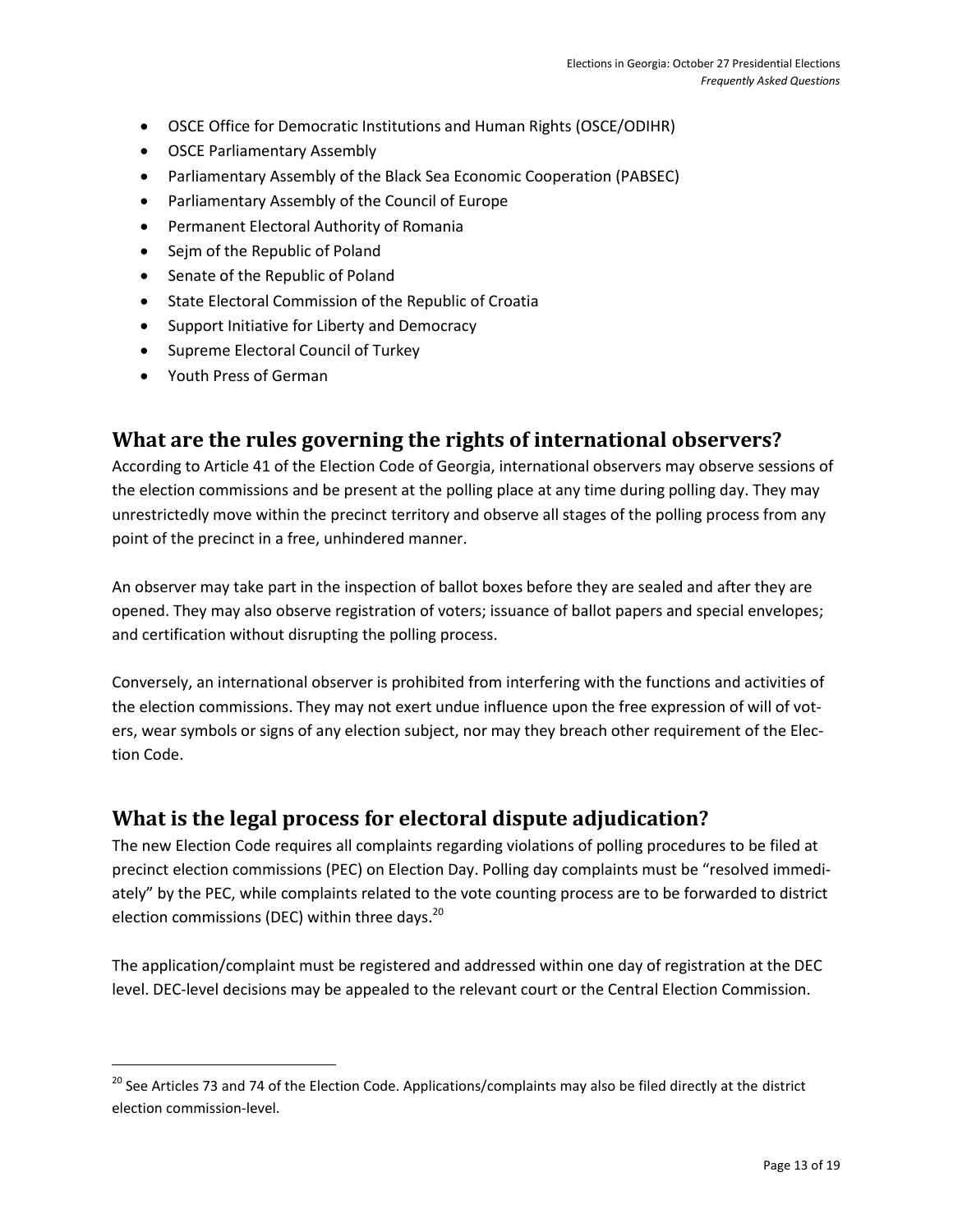- OSCE Office for Democratic Institutions and Human Rights (OSCE/ODIHR)
- OSCE Parliamentary Assembly
- Parliamentary Assembly of the Black Sea Economic Cooperation (PABSEC)
- Parliamentary Assembly of the Council of Europe
- Permanent Electoral Authority of Romania
- Sejm of the Republic of Poland
- Senate of the Republic of Poland
- State Electoral Commission of the Republic of Croatia
- Support Initiative for Liberty and Democracy
- Supreme Electoral Council of Turkey
- Youth Press of German

## What are the rules governing the rights of international observers?

According to Article 41 of the Election Code of Georgia, international observers may observe sessions of the election commissions and be present at the polling place at any time during polling day. They may unrestrictedly move within the precinct territory and observe all stages of the polling process from any point of the precinct in a free, unhindered manner.

An observer may take part in the inspection of ballot boxes before they are sealed and after they are opened. They may also observe registration of voters; issuance of ballot papers and special envelopes; and certification without disrupting the polling process.

Conversely, an international observer is prohibited from interfering with the functions and activities of the election commissions. They may not exert undue influence upon the free expression of will of voters, wear symbols or signs of any election subject, nor may they breach other requirement of the Election Code.

## What is the legal process for electoral dispute adjudication?

The new Election Code requires all complaints regarding violations of polling procedures to be filed at precinct election commissions (PEC) on Election Day. Polling day complaints must be "resolved immediately" by the PEC, while complaints related to the vote counting process are to be forwarded to district election commissions (DEC) within three days.[20]

The application/complaint must be registered and addressed within one day of registration at the DEC level. DEC-level decisions may be appealed to the relevant court or the Central Election Commission.

[20] See Articles 73 and 74 of the Election Code. Applications/complaints may also be filed directly at the district election commission-level.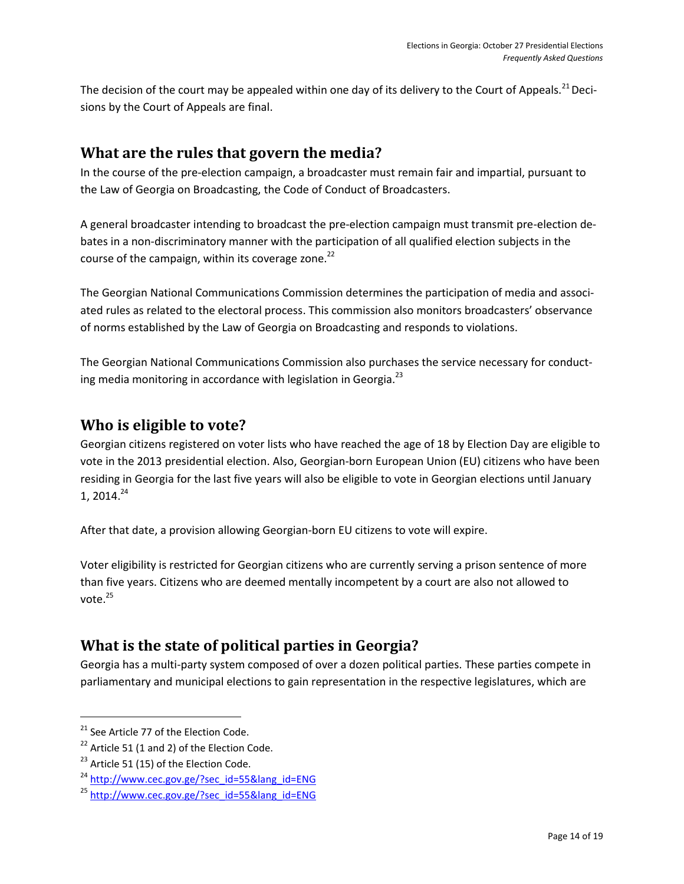The decision of the court may be appealed within one day of its delivery to the Court of Appeals.[21] Decisions by the Court of Appeals are final.

## What are the rules that govern the media?

In the course of the pre-election campaign, a broadcaster must remain fair and impartial, pursuant to the Law of Georgia on Broadcasting, the Code of Conduct of Broadcasters.

A general broadcaster intending to broadcast the pre-election campaign must transmit pre-election debates in a non-discriminatory manner with the participation of all qualified election subjects in the course of the campaign, within its coverage zone.[22]

The Georgian National Communications Commission determines the participation of media and associated rules as related to the electoral process. This commission also monitors broadcasters' observance of norms established by the Law of Georgia on Broadcasting and responds to violations.

The Georgian National Communications Commission also purchases the service necessary for conducting media monitoring in accordance with legislation in Georgia.[23]

## Who is eligible to vote?

Georgian citizens registered on voter lists who have reached the age of 18 by Election Day are eligible to vote in the 2013 presidential election. Also, Georgian-born European Union (EU) citizens who have been residing in Georgia for the last five years will also be eligible to vote in Georgian elections until January 1, 2014.[24]

After that date, a provision allowing Georgian-born EU citizens to vote will expire.

Voter eligibility is restricted for Georgian citizens who are currently serving a prison sentence of more than five years. Citizens who are deemed mentally incompetent by a court are also not allowed to vote.[25]

## What is the state of political parties in Georgia?

Georgia has a multi-party system composed of over a dozen political parties. These parties compete in parliamentary and municipal elections to gain representation in the respective legislatures, which are

---

[21] See Article 77 of the Election Code.

[22] Article 51 (1 and 2) of the Election Code.

[23] Article 51 (15) of the Election Code.

[24] http://www.cec.gov.ge/?sec_id=55&lang_id=ENG

[25] http://www.cec.gov.ge/?sec_id=55&lang_id=ENG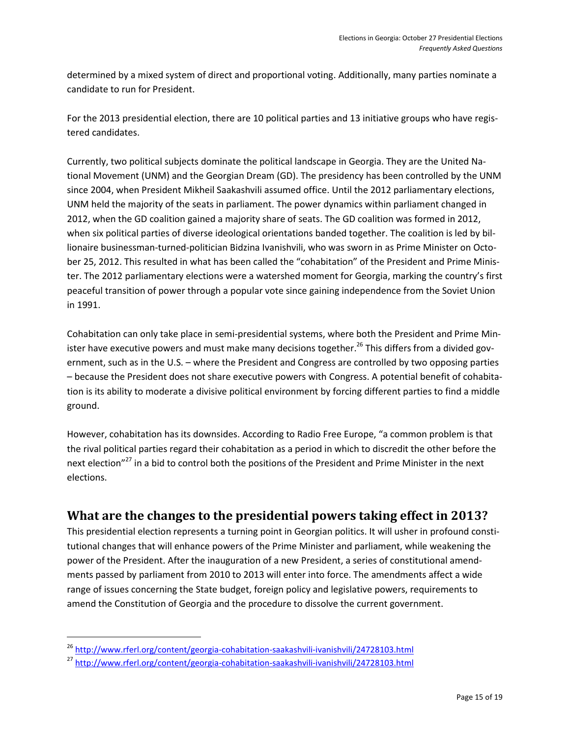determined by a mixed system of direct and proportional voting. Additionally, many parties nominate a candidate to run for President.

For the 2013 presidential election, there are 10 political parties and 13 initiative groups who have registered candidates.

Currently, two political subjects dominate the political landscape in Georgia. They are the United National Movement (UNM) and the Georgian Dream (GD). The presidency has been controlled by the UNM since 2004, when President Mikheil Saakashvili assumed office. Until the 2012 parliamentary elections, UNM held the majority of the seats in parliament. The power dynamics within parliament changed in 2012, when the GD coalition gained a majority share of seats. The GD coalition was formed in 2012, when six political parties of diverse ideological orientations banded together. The coalition is led by billionaire businessman-turned-politician Bidzina Ivanishvili, who was sworn in as Prime Minister on October 25, 2012. This resulted in what has been called the "cohabitation" of the President and Prime Minister. The 2012 parliamentary elections were a watershed moment for Georgia, marking the country's first peaceful transition of power through a popular vote since gaining independence from the Soviet Union in 1991.

Cohabitation can only take place in semi-presidential systems, where both the President and Prime Minister have executive powers and must make many decisions together.[26] This differs from a divided government, such as in the U.S. – where the President and Congress are controlled by two opposing parties – because the President does not share executive powers with Congress. A potential benefit of cohabitation is its ability to moderate a divisive political environment by forcing different parties to find a middle ground.

However, cohabitation has its downsides. According to Radio Free Europe, "a common problem is that the rival political parties regard their cohabitation as a period in which to discredit the other before the next election"[27] in a bid to control both the positions of the President and Prime Minister in the next elections.

## What are the changes to the presidential powers taking effect in 2013?

This presidential election represents a turning point in Georgian politics. It will usher in profound constitutional changes that will enhance powers of the Prime Minister and parliament, while weakening the power of the President. After the inauguration of a new President, a series of constitutional amendments passed by parliament from 2010 to 2013 will enter into force. The amendments affect a wide range of issues concerning the State budget, foreign policy and legislative powers, requirements to amend the Constitution of Georgia and the procedure to dissolve the current government.

[26] http://www.rferl.org/content/georgia-cohabitation-saakashvili-ivanishvili/24728103.html

[27] http://www.rferl.org/content/georgia-cohabitation-saakashvili-ivanishvili/24728103.html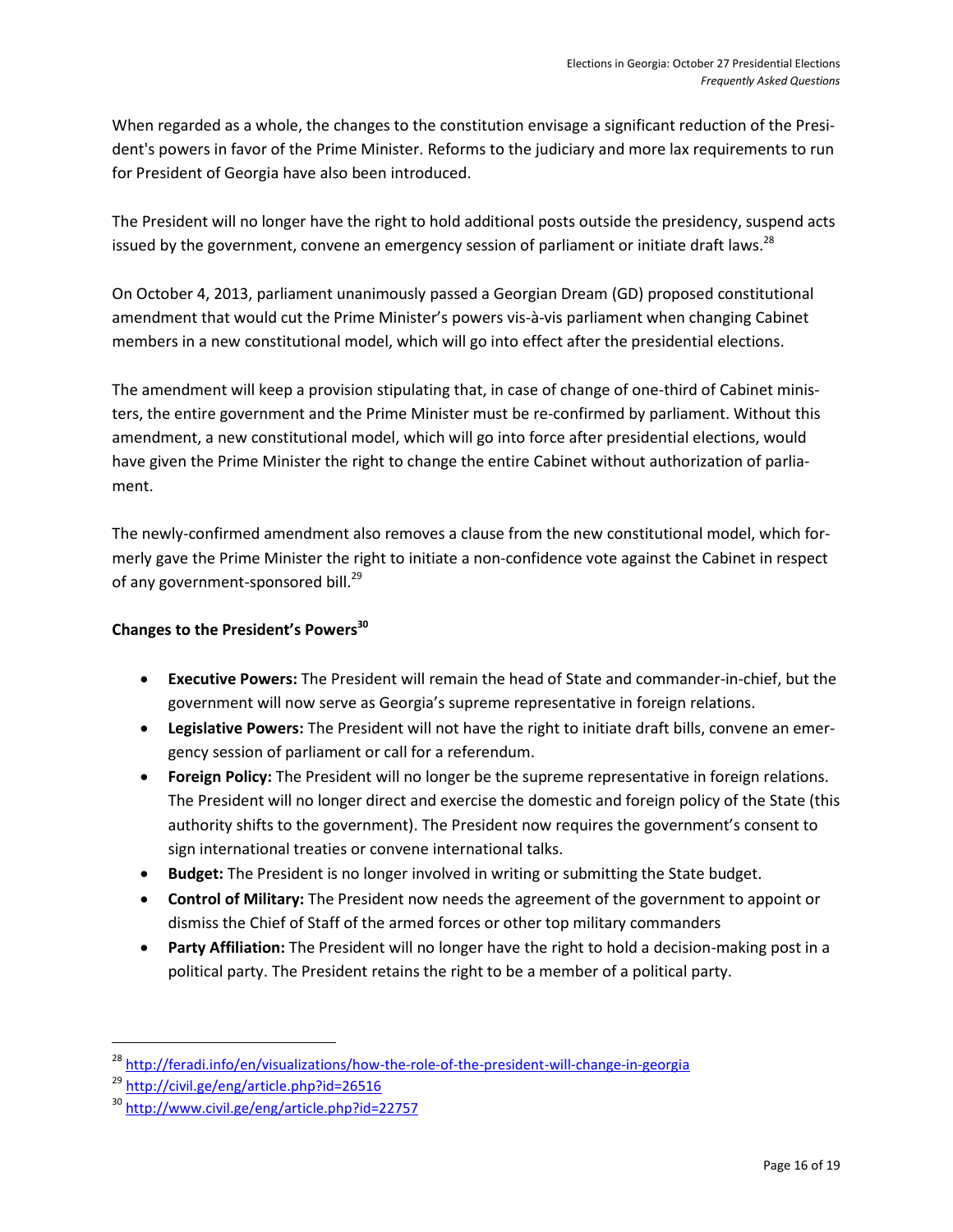When regarded as a whole, the changes to the constitution envisage a significant reduction of the President's powers in favor of the Prime Minister. Reforms to the judiciary and more lax requirements to run for President of Georgia have also been introduced.

The President will no longer have the right to hold additional posts outside the presidency, suspend acts issued by the government, convene an emergency session of parliament or initiate draft laws.[28]

On October 4, 2013, parliament unanimously passed a Georgian Dream (GD) proposed constitutional amendment that would cut the Prime Minister's powers vis-à-vis parliament when changing Cabinet members in a new constitutional model, which will go into effect after the presidential elections.

The amendment will keep a provision stipulating that, in case of change of one-third of Cabinet ministers, the entire government and the Prime Minister must be re-confirmed by parliament. Without this amendment, a new constitutional model, which will go into force after presidential elections, would have given the Prime Minister the right to change the entire Cabinet without authorization of parliament.

The newly-confirmed amendment also removes a clause from the new constitutional model, which formerly gave the Prime Minister the right to initiate a non-confidence vote against the Cabinet in respect of any government-sponsored bill.[29]

**Changes to the President's Powers**[30]

- **Executive Powers:** The President will remain the head of State and commander-in-chief, but the government will now serve as Georgia's supreme representative in foreign relations.
- **Legislative Powers:** The President will not have the right to initiate draft bills, convene an emergency session of parliament or call for a referendum.
- **Foreign Policy:** The President will no longer be the supreme representative in foreign relations. The President will no longer direct and exercise the domestic and foreign policy of the State (this authority shifts to the government). The President now requires the government's consent to sign international treaties or convene international talks.
- **Budget:** The President is no longer involved in writing or submitting the State budget.
- **Control of Military:** The President now needs the agreement of the government to appoint or dismiss the Chief of Staff of the armed forces or other top military commanders
- **Party Affiliation:** The President will no longer have the right to hold a decision-making post in a political party. The President retains the right to be a member of a political party.

---

[28] http://feradi.info/en/visualizations/how-the-role-of-the-president-will-change-in-georgia

[29] http://civil.ge/eng/article.php?id=26516

[30] http://www.civil.ge/eng/article.php?id=22757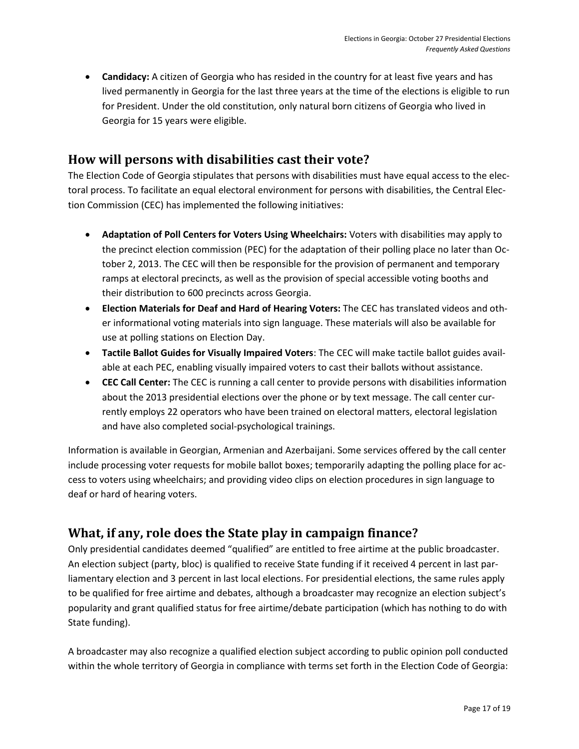- **Candidacy:** A citizen of Georgia who has resided in the country for at least five years and has lived permanently in Georgia for the last three years at the time of the elections is eligible to run for President. Under the old constitution, only natural born citizens of Georgia who lived in Georgia for 15 years were eligible.

## How will persons with disabilities cast their vote?

The Election Code of Georgia stipulates that persons with disabilities must have equal access to the electoral process. To facilitate an equal electoral environment for persons with disabilities, the Central Election Commission (CEC) has implemented the following initiatives:

- **Adaptation of Poll Centers for Voters Using Wheelchairs:** Voters with disabilities may apply to the precinct election commission (PEC) for the adaptation of their polling place no later than October 2, 2013. The CEC will then be responsible for the provision of permanent and temporary ramps at electoral precincts, as well as the provision of special accessible voting booths and their distribution to 600 precincts across Georgia.
- **Election Materials for Deaf and Hard of Hearing Voters:** The CEC has translated videos and other informational voting materials into sign language. These materials will also be available for use at polling stations on Election Day.
- **Tactile Ballot Guides for Visually Impaired Voters**: The CEC will make tactile ballot guides available at each PEC, enabling visually impaired voters to cast their ballots without assistance.
- **CEC Call Center:** The CEC is running a call center to provide persons with disabilities information about the 2013 presidential elections over the phone or by text message. The call center currently employs 22 operators who have been trained on electoral matters, electoral legislation and have also completed social-psychological trainings.

Information is available in Georgian, Armenian and Azerbaijani. Some services offered by the call center include processing voter requests for mobile ballot boxes; temporarily adapting the polling place for access to voters using wheelchairs; and providing video clips on election procedures in sign language to deaf or hard of hearing voters.

## What, if any, role does the State play in campaign finance?

Only presidential candidates deemed "qualified" are entitled to free airtime at the public broadcaster. An election subject (party, bloc) is qualified to receive State funding if it received 4 percent in last parliamentary election and 3 percent in last local elections. For presidential elections, the same rules apply to be qualified for free airtime and debates, although a broadcaster may recognize an election subject's popularity and grant qualified status for free airtime/debate participation (which has nothing to do with State funding).

A broadcaster may also recognize a qualified election subject according to public opinion poll conducted within the whole territory of Georgia in compliance with terms set forth in the Election Code of Georgia: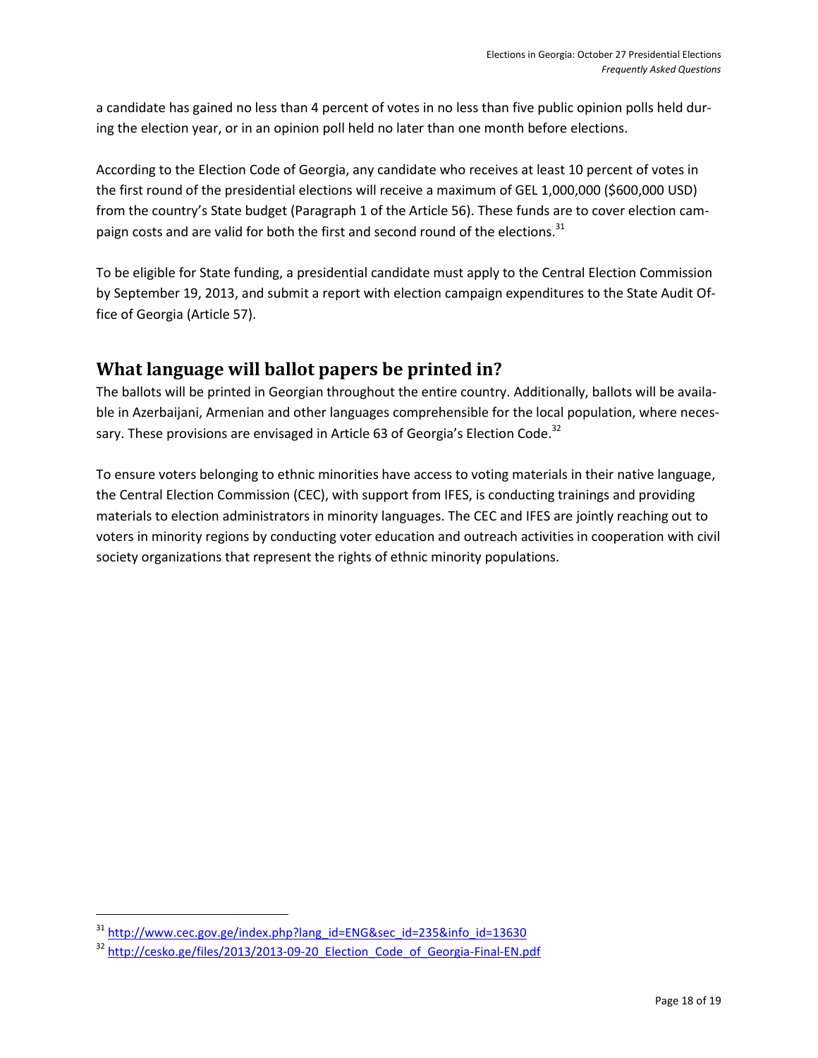a candidate has gained no less than 4 percent of votes in no less than five public opinion polls held during the election year, or in an opinion poll held no later than one month before elections.

According to the Election Code of Georgia, any candidate who receives at least 10 percent of votes in the first round of the presidential elections will receive a maximum of GEL 1,000,000 ($600,000 USD) from the country's State budget (Paragraph 1 of the Article 56). These funds are to cover election campaign costs and are valid for both the first and second round of the elections.[31]

To be eligible for State funding, a presidential candidate must apply to the Central Election Commission by September 19, 2013, and submit a report with election campaign expenditures to the State Audit Office of Georgia (Article 57).

## What language will ballot papers be printed in?

The ballots will be printed in Georgian throughout the entire country. Additionally, ballots will be available in Azerbaijani, Armenian and other languages comprehensible for the local population, where necessary. These provisions are envisaged in Article 63 of Georgia's Election Code.[32]

To ensure voters belonging to ethnic minorities have access to voting materials in their native language, the Central Election Commission (CEC), with support from IFES, is conducting trainings and providing materials to election administrators in minority languages. The CEC and IFES are jointly reaching out to voters in minority regions by conducting voter education and outreach activities in cooperation with civil society organizations that represent the rights of ethnic minority populations.

---

[31] http://www.cec.gov.ge/index.php?lang_id=ENG&sec_id=235&info_id=13630

[32] http://cesko.ge/files/2013/2013-09-20_Election_Code_of_Georgia-Final-EN.pdf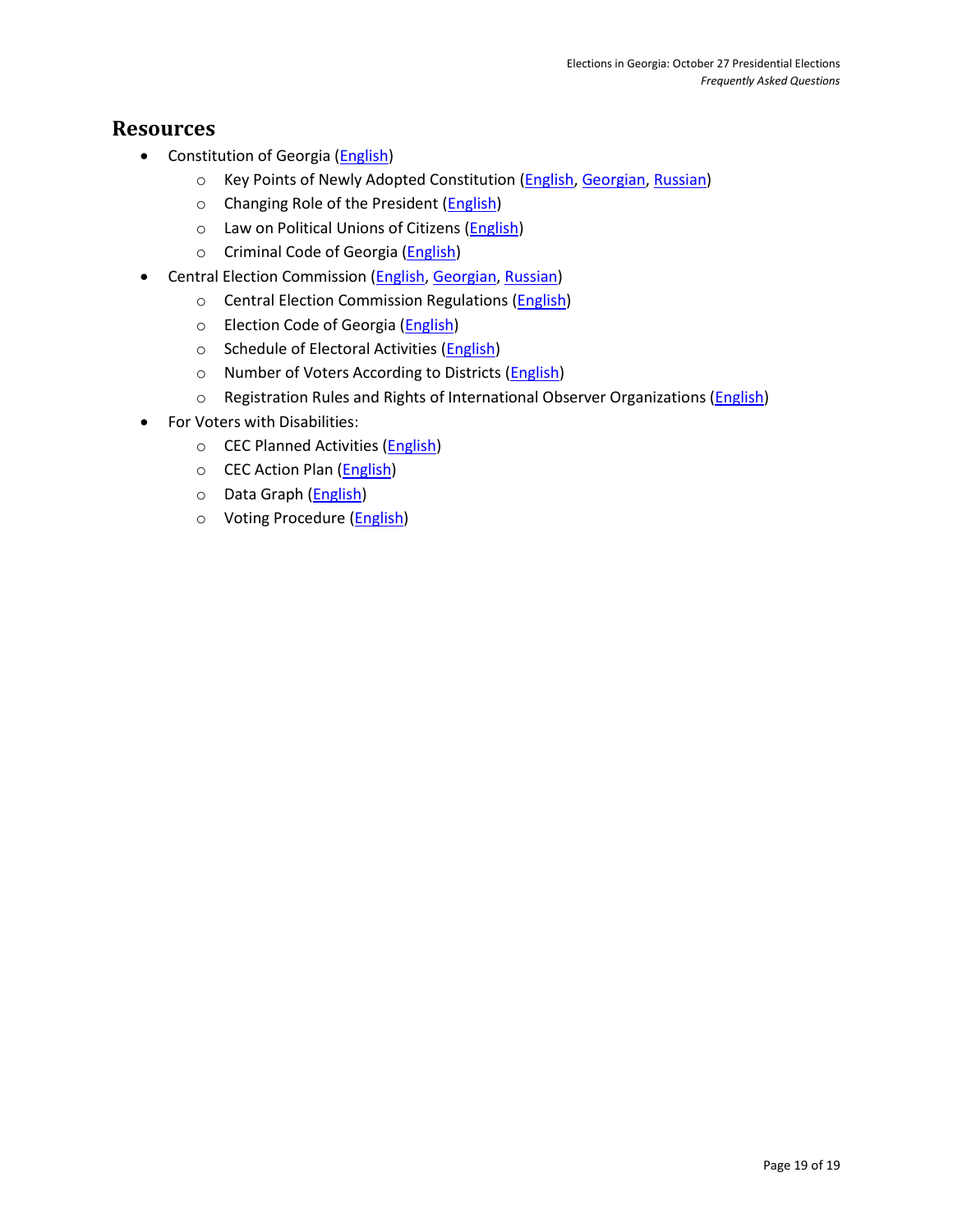## Resources

- Constitution of Georgia (English)
  - Key Points of Newly Adopted Constitution (English, Georgian, Russian)
  - Changing Role of the President (English)
  - Law on Political Unions of Citizens (English)
  - Criminal Code of Georgia (English)
- Central Election Commission (English, Georgian, Russian)
  - Central Election Commission Regulations (English)
  - Election Code of Georgia (English)
  - Schedule of Electoral Activities (English)
  - Number of Voters According to Districts (English)
  - Registration Rules and Rights of International Observer Organizations (English)
- For Voters with Disabilities:
  - CEC Planned Activities (English)
  - CEC Action Plan (English)
  - Data Graph (English)
  - Voting Procedure (English)